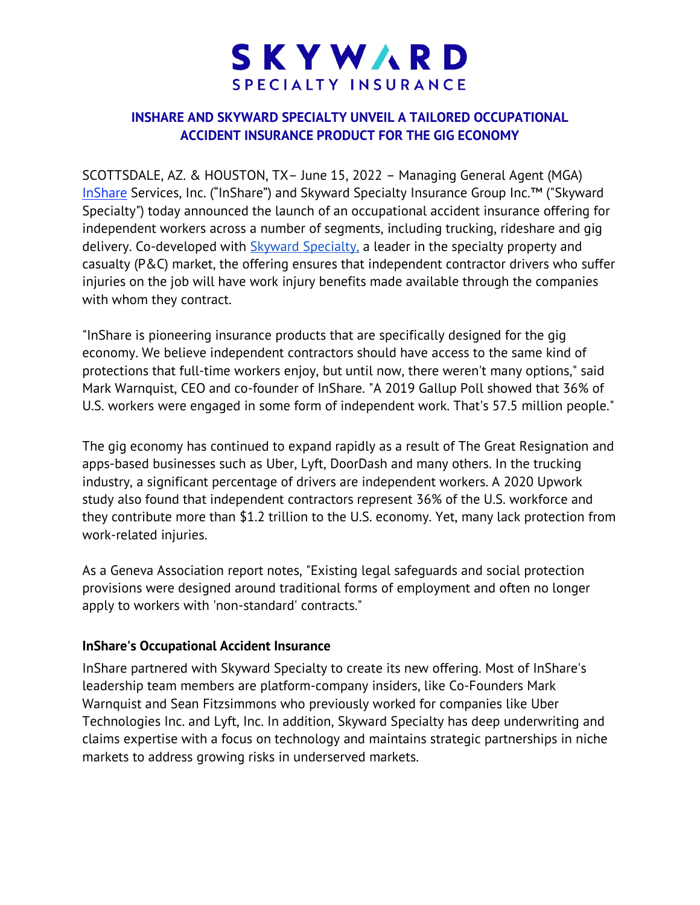SKYWARD
SPECIALTY INSURANCE

## INSHARE AND SKYWARD SPECIALTY UNVEIL A TAILORED OCCUPATIONAL ACCIDENT INSURANCE PRODUCT FOR THE GIG ECONOMY

SCOTTSDALE, AZ. & HOUSTON, TX– June 15, 2022 – Managing General Agent (MGA) InShare Services, Inc. ("InShare") and Skyward Specialty Insurance Group Inc.™ ("Skyward Specialty") today announced the launch of an occupational accident insurance offering for independent workers across a number of segments, including trucking, rideshare and gig delivery. Co-developed with Skyward Specialty, a leader in the specialty property and casualty (P&C) market, the offering ensures that independent contractor drivers who suffer injuries on the job will have work injury benefits made available through the companies with whom they contract.

"InShare is pioneering insurance products that are specifically designed for the gig economy. We believe independent contractors should have access to the same kind of protections that full-time workers enjoy, but until now, there weren't many options," said Mark Warnquist, CEO and co-founder of InShare. "A 2019 Gallup Poll showed that 36% of U.S. workers were engaged in some form of independent work. That's 57.5 million people."

The gig economy has continued to expand rapidly as a result of The Great Resignation and apps-based businesses such as Uber, Lyft, DoorDash and many others. In the trucking industry, a significant percentage of drivers are independent workers. A 2020 Upwork study also found that independent contractors represent 36% of the U.S. workforce and they contribute more than $1.2 trillion to the U.S. economy. Yet, many lack protection from work-related injuries.

As a Geneva Association report notes, "Existing legal safeguards and social protection provisions were designed around traditional forms of employment and often no longer apply to workers with 'non-standard' contracts."

### InShare's Occupational Accident Insurance

InShare partnered with Skyward Specialty to create its new offering. Most of InShare's leadership team members are platform-company insiders, like Co-Founders Mark Warnquist and Sean Fitzsimmons who previously worked for companies like Uber Technologies Inc. and Lyft, Inc. In addition, Skyward Specialty has deep underwriting and claims expertise with a focus on technology and maintains strategic partnerships in niche markets to address growing risks in underserved markets.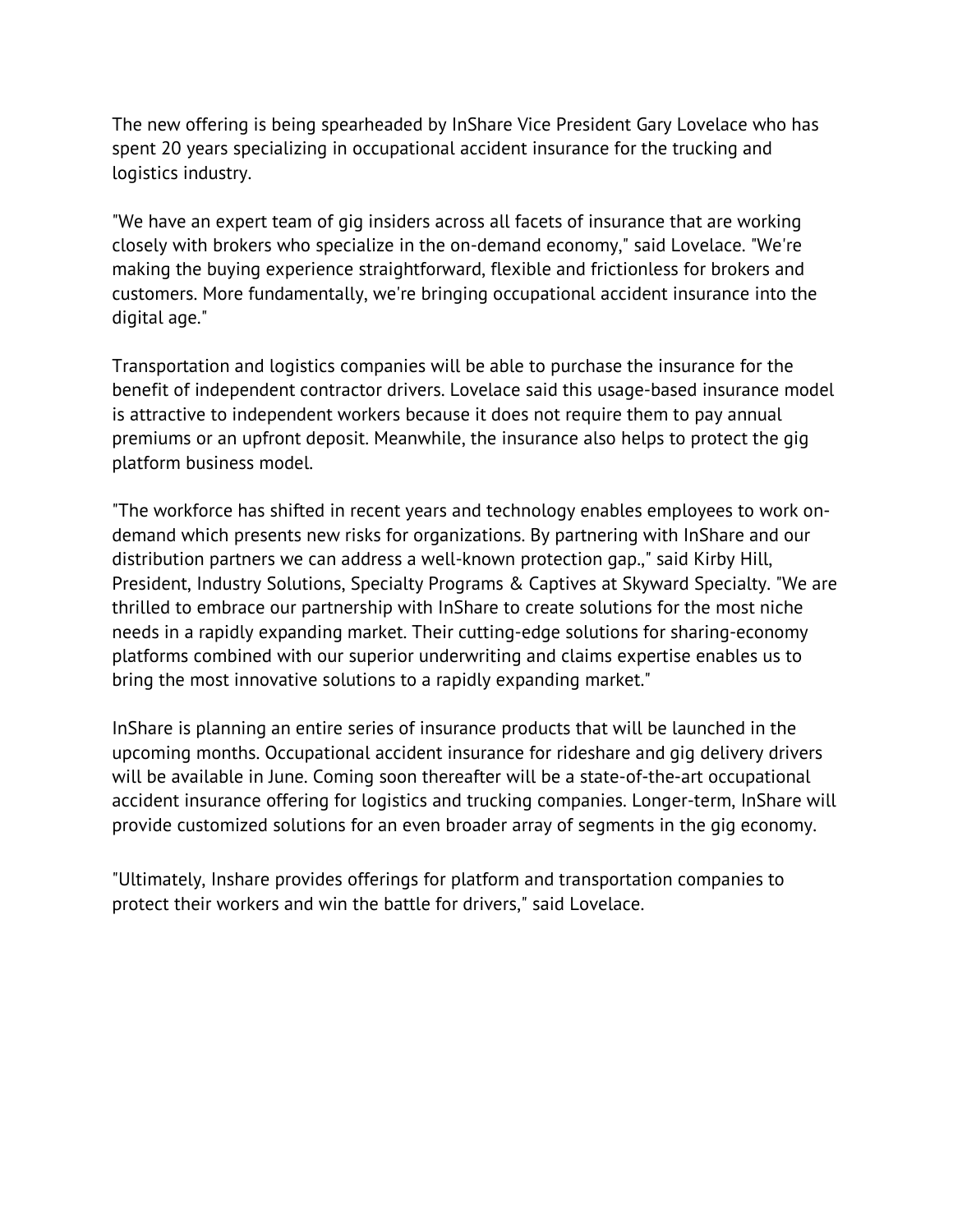The new offering is being spearheaded by InShare Vice President Gary Lovelace who has spent 20 years specializing in occupational accident insurance for the trucking and logistics industry.

"We have an expert team of gig insiders across all facets of insurance that are working closely with brokers who specialize in the on-demand economy," said Lovelace. "We're making the buying experience straightforward, flexible and frictionless for brokers and customers. More fundamentally, we're bringing occupational accident insurance into the digital age."

Transportation and logistics companies will be able to purchase the insurance for the benefit of independent contractor drivers. Lovelace said this usage-based insurance model is attractive to independent workers because it does not require them to pay annual premiums or an upfront deposit. Meanwhile, the insurance also helps to protect the gig platform business model.

"The workforce has shifted in recent years and technology enables employees to work on-demand which presents new risks for organizations. By partnering with InShare and our distribution partners we can address a well-known protection gap.," said Kirby Hill, President, Industry Solutions, Specialty Programs & Captives at Skyward Specialty. "We are thrilled to embrace our partnership with InShare to create solutions for the most niche needs in a rapidly expanding market. Their cutting-edge solutions for sharing-economy platforms combined with our superior underwriting and claims expertise enables us to bring the most innovative solutions to a rapidly expanding market."

InShare is planning an entire series of insurance products that will be launched in the upcoming months. Occupational accident insurance for rideshare and gig delivery drivers will be available in June. Coming soon thereafter will be a state-of-the-art occupational accident insurance offering for logistics and trucking companies. Longer-term, InShare will provide customized solutions for an even broader array of segments in the gig economy.

"Ultimately, Inshare provides offerings for platform and transportation companies to protect their workers and win the battle for drivers," said Lovelace.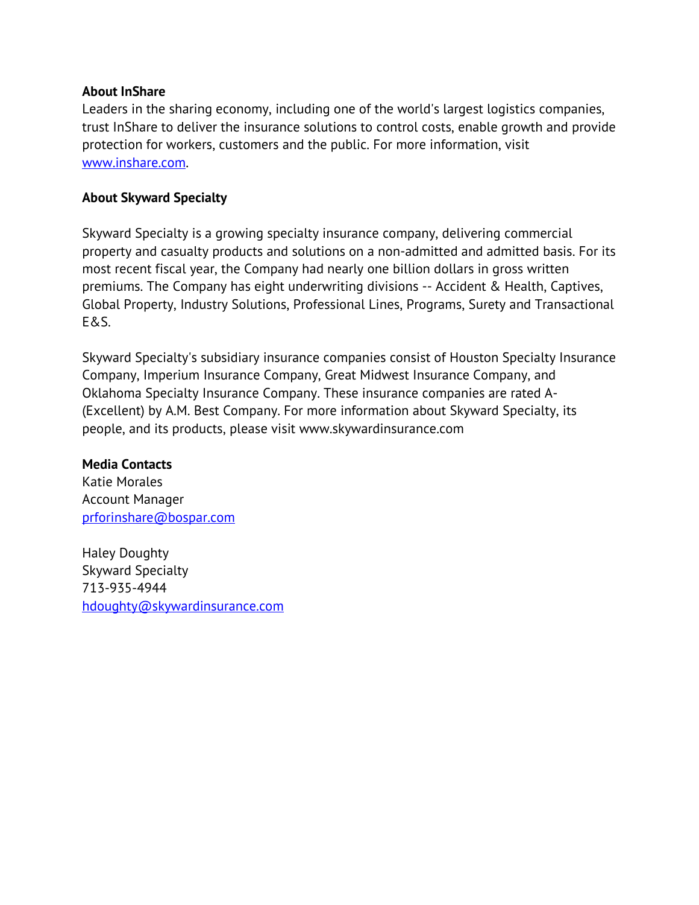**About InShare**
Leaders in the sharing economy, including one of the world's largest logistics companies, trust InShare to deliver the insurance solutions to control costs, enable growth and provide protection for workers, customers and the public. For more information, visit [www.inshare.com](http://www.inshare.com).

**About Skyward Specialty**

Skyward Specialty is a growing specialty insurance company, delivering commercial property and casualty products and solutions on a non-admitted and admitted basis. For its most recent fiscal year, the Company had nearly one billion dollars in gross written premiums. The Company has eight underwriting divisions -- Accident & Health, Captives, Global Property, Industry Solutions, Professional Lines, Programs, Surety and Transactional E&S.

Skyward Specialty's subsidiary insurance companies consist of Houston Specialty Insurance Company, Imperium Insurance Company, Great Midwest Insurance Company, and Oklahoma Specialty Insurance Company. These insurance companies are rated A- (Excellent) by A.M. Best Company. For more information about Skyward Specialty, its people, and its products, please visit www.skywardinsurance.com

**Media Contacts**
Katie Morales
Account Manager
[prforinshare@bospar.com](mailto:prforinshare@bospar.com)

Haley Doughty
Skyward Specialty
713-935-4944
[hdoughty@skywardinsurance.com](mailto:hdoughty@skywardinsurance.com)